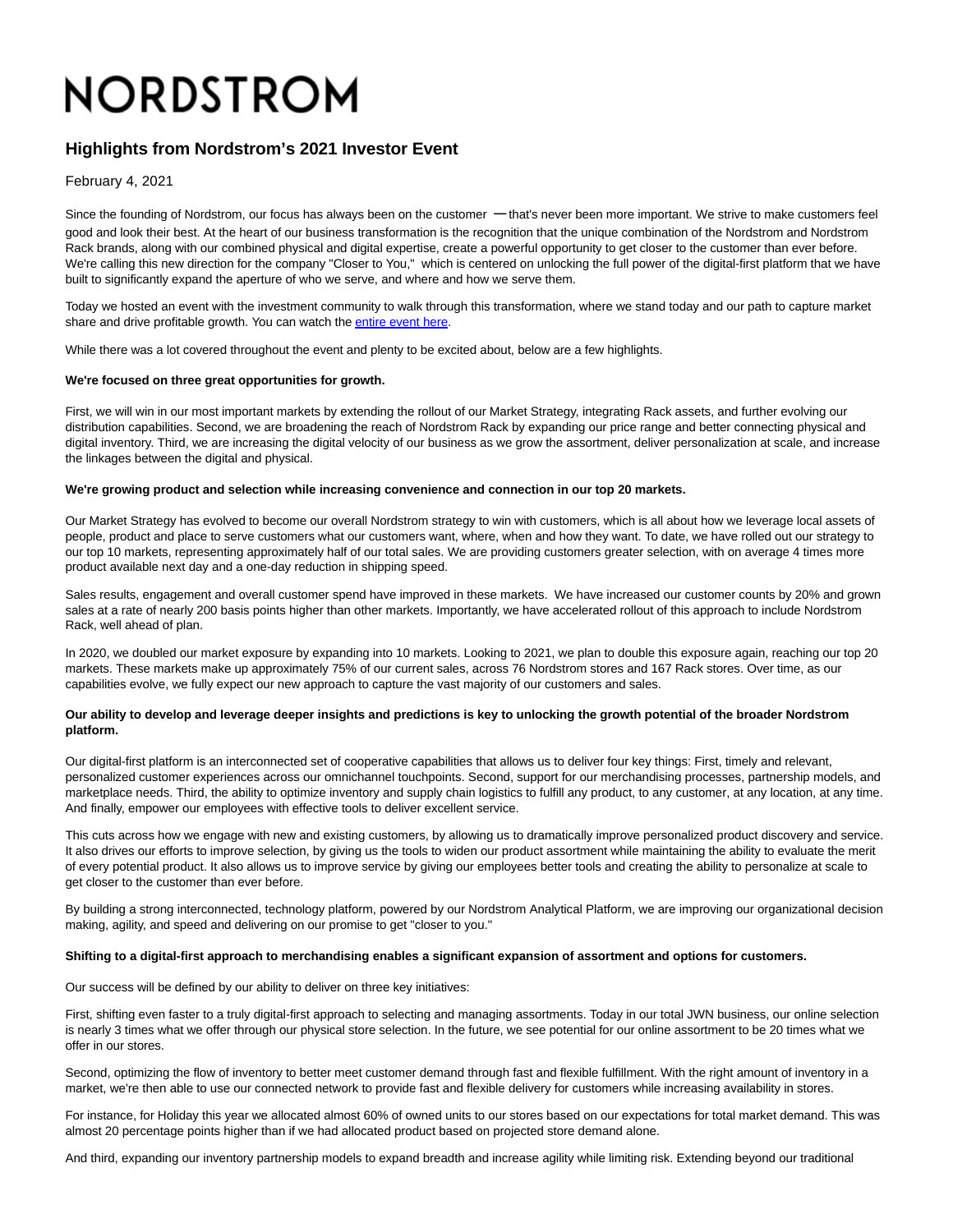# NORDSTROM

## Highlights from Nordstrom's 2021 Investor Event

February 4, 2021

Since the founding of Nordstrom, our focus has always been on the customer —that's never been more important. We strive to make customers feel good and look their best. At the heart of our business transformation is the recognition that the unique combination of the Nordstrom and Nordstrom Rack brands, along with our combined physical and digital expertise, create a powerful opportunity to get closer to the customer than ever before. We're calling this new direction for the company "Closer to You," which is centered on unlocking the full power of the digital-first platform that we have built to significantly expand the aperture of who we serve, and where and how we serve them.

Today we hosted an event with the investment community to walk through this transformation, where we stand today and our path to capture market share and drive profitable growth. You can watch the entire event here.

While there was a lot covered throughout the event and plenty to be excited about, below are a few highlights.

**We're focused on three great opportunities for growth.**

First, we will win in our most important markets by extending the rollout of our Market Strategy, integrating Rack assets, and further evolving our distribution capabilities. Second, we are broadening the reach of Nordstrom Rack by expanding our price range and better connecting physical and digital inventory. Third, we are increasing the digital velocity of our business as we grow the assortment, deliver personalization at scale, and increase the linkages between the digital and physical.

**We're growing product and selection while increasing convenience and connection in our top 20 markets.**

Our Market Strategy has evolved to become our overall Nordstrom strategy to win with customers, which is all about how we leverage local assets of people, product and place to serve customers what our customers want, where, when and how they want. To date, we have rolled out our strategy to our top 10 markets, representing approximately half of our total sales. We are providing customers greater selection, with on average 4 times more product available next day and a one-day reduction in shipping speed.

Sales results, engagement and overall customer spend have improved in these markets. We have increased our customer counts by 20% and grown sales at a rate of nearly 200 basis points higher than other markets. Importantly, we have accelerated rollout of this approach to include Nordstrom Rack, well ahead of plan.

In 2020, we doubled our market exposure by expanding into 10 markets. Looking to 2021, we plan to double this exposure again, reaching our top 20 markets. These markets make up approximately 75% of our current sales, across 76 Nordstrom stores and 167 Rack stores. Over time, as our capabilities evolve, we fully expect our new approach to capture the vast majority of our customers and sales.

**Our ability to develop and leverage deeper insights and predictions is key to unlocking the growth potential of the broader Nordstrom platform.**

Our digital-first platform is an interconnected set of cooperative capabilities that allows us to deliver four key things: First, timely and relevant, personalized customer experiences across our omnichannel touchpoints. Second, support for our merchandising processes, partnership models, and marketplace needs. Third, the ability to optimize inventory and supply chain logistics to fulfill any product, to any customer, at any location, at any time. And finally, empower our employees with effective tools to deliver excellent service.

This cuts across how we engage with new and existing customers, by allowing us to dramatically improve personalized product discovery and service. It also drives our efforts to improve selection, by giving us the tools to widen our product assortment while maintaining the ability to evaluate the merit of every potential product. It also allows us to improve service by giving our employees better tools and creating the ability to personalize at scale to get closer to the customer than ever before.

By building a strong interconnected, technology platform, powered by our Nordstrom Analytical Platform, we are improving our organizational decision making, agility, and speed and delivering on our promise to get "closer to you."

**Shifting to a digital-first approach to merchandising enables a significant expansion of assortment and options for customers.**

Our success will be defined by our ability to deliver on three key initiatives:

First, shifting even faster to a truly digital-first approach to selecting and managing assortments. Today in our total JWN business, our online selection is nearly 3 times what we offer through our physical store selection. In the future, we see potential for our online assortment to be 20 times what we offer in our stores.

Second, optimizing the flow of inventory to better meet customer demand through fast and flexible fulfillment. With the right amount of inventory in a market, we're then able to use our connected network to provide fast and flexible delivery for customers while increasing availability in stores.

For instance, for Holiday this year we allocated almost 60% of owned units to our stores based on our expectations for total market demand. This was almost 20 percentage points higher than if we had allocated product based on projected store demand alone.

And third, expanding our inventory partnership models to expand breadth and increase agility while limiting risk. Extending beyond our traditional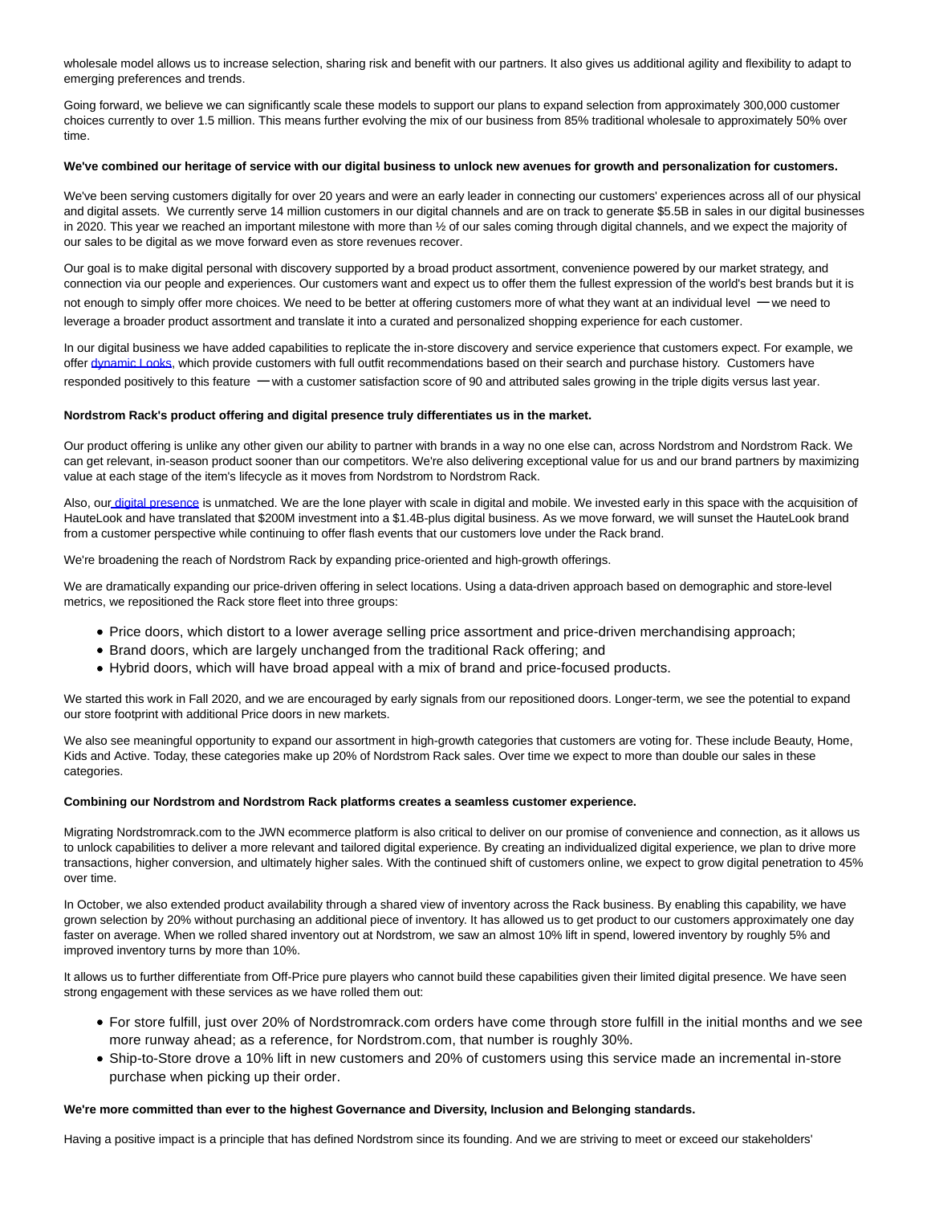wholesale model allows us to increase selection, sharing risk and benefit with our partners. It also gives us additional agility and flexibility to adapt to emerging preferences and trends.

Going forward, we believe we can significantly scale these models to support our plans to expand selection from approximately 300,000 customer choices currently to over 1.5 million. This means further evolving the mix of our business from 85% traditional wholesale to approximately 50% over time.

**We've combined our heritage of service with our digital business to unlock new avenues for growth and personalization for customers.**

We've been serving customers digitally for over 20 years and were an early leader in connecting our customers' experiences across all of our physical and digital assets. We currently serve 14 million customers in our digital channels and are on track to generate $5.5B in sales in our digital businesses in 2020. This year we reached an important milestone with more than ½ of our sales coming through digital channels, and we expect the majority of our sales to be digital as we move forward even as store revenues recover.

Our goal is to make digital personal with discovery supported by a broad product assortment, convenience powered by our market strategy, and connection via our people and experiences. Our customers want and expect us to offer them the fullest expression of the world's best brands but it is not enough to simply offer more choices. We need to be better at offering customers more of what they want at an individual level — we need to leverage a broader product assortment and translate it into a curated and personalized shopping experience for each customer.

In our digital business we have added capabilities to replicate the in-store discovery and service experience that customers expect. For example, we offer dynamic Looks, which provide customers with full outfit recommendations based on their search and purchase history. Customers have responded positively to this feature — with a customer satisfaction score of 90 and attributed sales growing in the triple digits versus last year.

**Nordstrom Rack's product offering and digital presence truly differentiates us in the market.**

Our product offering is unlike any other given our ability to partner with brands in a way no one else can, across Nordstrom and Nordstrom Rack. We can get relevant, in-season product sooner than our competitors. We're also delivering exceptional value for us and our brand partners by maximizing value at each stage of the item's lifecycle as it moves from Nordstrom to Nordstrom Rack.

Also, our digital presence is unmatched. We are the lone player with scale in digital and mobile. We invested early in this space with the acquisition of HauteLook and have translated that $200M investment into a $1.4B-plus digital business. As we move forward, we will sunset the HauteLook brand from a customer perspective while continuing to offer flash events that our customers love under the Rack brand.

We're broadening the reach of Nordstrom Rack by expanding price-oriented and high-growth offerings.

We are dramatically expanding our price-driven offering in select locations. Using a data-driven approach based on demographic and store-level metrics, we repositioned the Rack store fleet into three groups:

- Price doors, which distort to a lower average selling price assortment and price-driven merchandising approach;
- Brand doors, which are largely unchanged from the traditional Rack offering; and
- Hybrid doors, which will have broad appeal with a mix of brand and price-focused products.

We started this work in Fall 2020, and we are encouraged by early signals from our repositioned doors. Longer-term, we see the potential to expand our store footprint with additional Price doors in new markets.

We also see meaningful opportunity to expand our assortment in high-growth categories that customers are voting for. These include Beauty, Home, Kids and Active. Today, these categories make up 20% of Nordstrom Rack sales. Over time we expect to more than double our sales in these categories.

**Combining our Nordstrom and Nordstrom Rack platforms creates a seamless customer experience.**

Migrating Nordstromrack.com to the JWN ecommerce platform is also critical to deliver on our promise of convenience and connection, as it allows us to unlock capabilities to deliver a more relevant and tailored digital experience. By creating an individualized digital experience, we plan to drive more transactions, higher conversion, and ultimately higher sales. With the continued shift of customers online, we expect to grow digital penetration to 45% over time.

In October, we also extended product availability through a shared view of inventory across the Rack business. By enabling this capability, we have grown selection by 20% without purchasing an additional piece of inventory. It has allowed us to get product to our customers approximately one day faster on average. When we rolled shared inventory out at Nordstrom, we saw an almost 10% lift in spend, lowered inventory by roughly 5% and improved inventory turns by more than 10%.

It allows us to further differentiate from Off-Price pure players who cannot build these capabilities given their limited digital presence. We have seen strong engagement with these services as we have rolled them out:

- For store fulfill, just over 20% of Nordstromrack.com orders have come through store fulfill in the initial months and we see more runway ahead; as a reference, for Nordstrom.com, that number is roughly 30%.
- Ship-to-Store drove a 10% lift in new customers and 20% of customers using this service made an incremental in-store purchase when picking up their order.

**We're more committed than ever to the highest Governance and Diversity, Inclusion and Belonging standards.**

Having a positive impact is a principle that has defined Nordstrom since its founding. And we are striving to meet or exceed our stakeholders'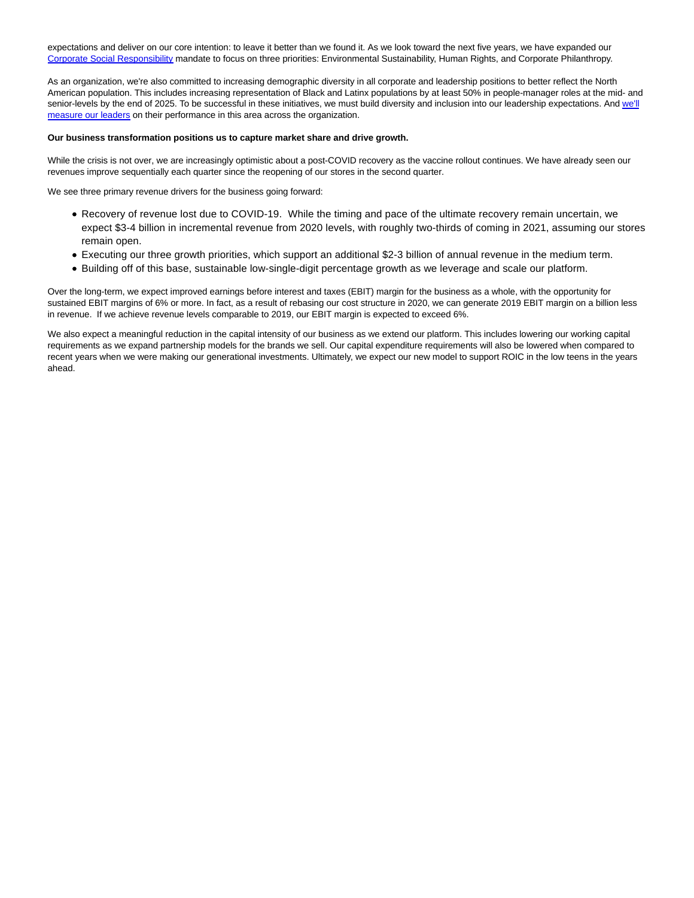expectations and deliver on our core intention: to leave it better than we found it. As we look toward the next five years, we have expanded our Corporate Social Responsibility mandate to focus on three priorities: Environmental Sustainability, Human Rights, and Corporate Philanthropy.

As an organization, we're also committed to increasing demographic diversity in all corporate and leadership positions to better reflect the North American population. This includes increasing representation of Black and Latinx populations by at least 50% in people-manager roles at the mid- and senior-levels by the end of 2025. To be successful in these initiatives, we must build diversity and inclusion into our leadership expectations. And we'll measure our leaders on their performance in this area across the organization.

**Our business transformation positions us to capture market share and drive growth.**

While the crisis is not over, we are increasingly optimistic about a post-COVID recovery as the vaccine rollout continues. We have already seen our revenues improve sequentially each quarter since the reopening of our stores in the second quarter.

We see three primary revenue drivers for the business going forward:

- Recovery of revenue lost due to COVID-19. While the timing and pace of the ultimate recovery remain uncertain, we expect $3-4 billion in incremental revenue from 2020 levels, with roughly two-thirds of coming in 2021, assuming our stores remain open.
- Executing our three growth priorities, which support an additional $2-3 billion of annual revenue in the medium term.
- Building off of this base, sustainable low-single-digit percentage growth as we leverage and scale our platform.

Over the long-term, we expect improved earnings before interest and taxes (EBIT) margin for the business as a whole, with the opportunity for sustained EBIT margins of 6% or more. In fact, as a result of rebasing our cost structure in 2020, we can generate 2019 EBIT margin on a billion less in revenue. If we achieve revenue levels comparable to 2019, our EBIT margin is expected to exceed 6%.

We also expect a meaningful reduction in the capital intensity of our business as we extend our platform. This includes lowering our working capital requirements as we expand partnership models for the brands we sell. Our capital expenditure requirements will also be lowered when compared to recent years when we were making our generational investments. Ultimately, we expect our new model to support ROIC in the low teens in the years ahead.